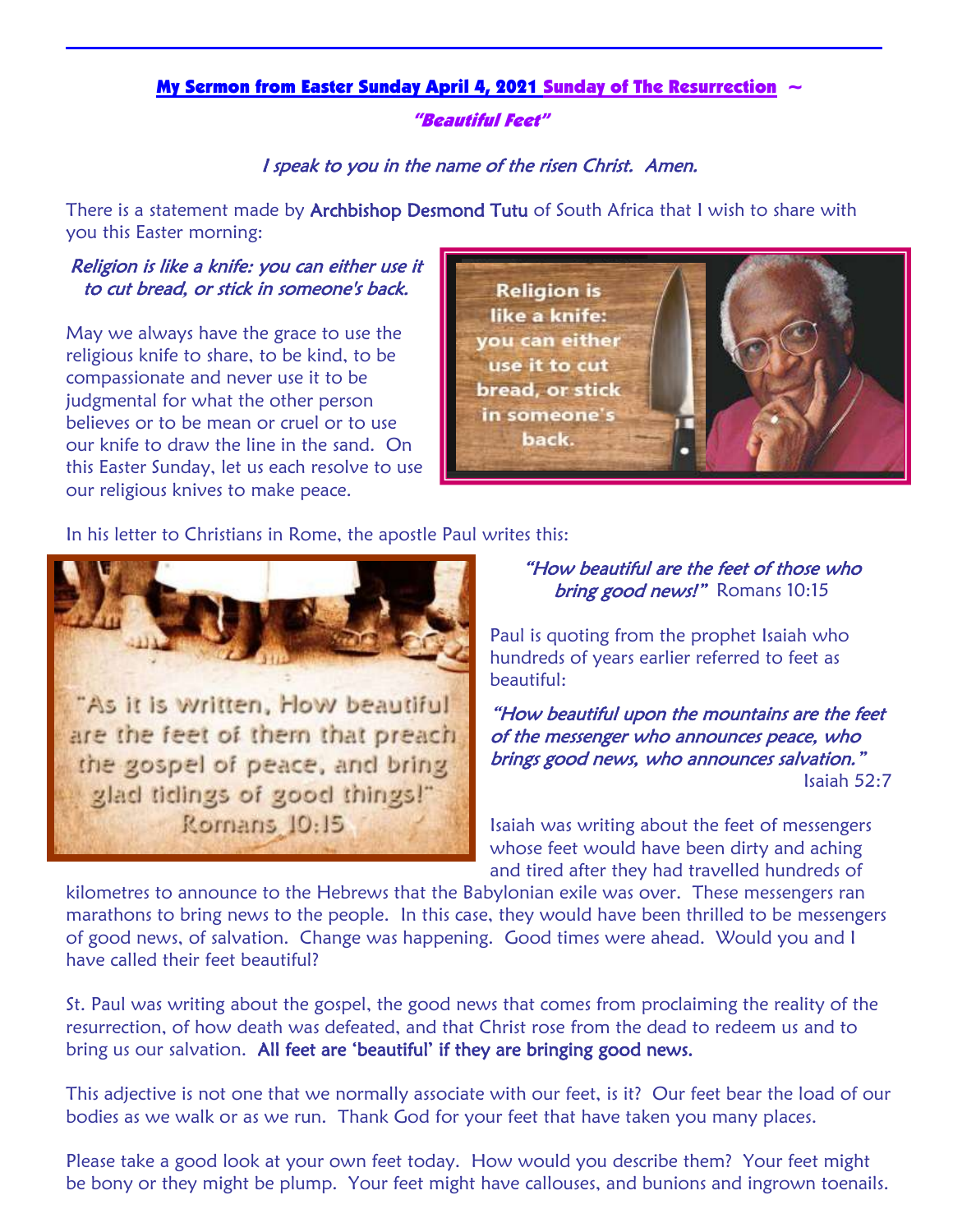## My Sermon from Easter Sunday April 4, 2021 Sunday of The Resurrection ~

### *"Beautiful Feet"*

*I speak to you in the name of the risen Christ. Amen.*

There is a statement made by Archbishop Desmond Tutu of South Africa that I wish to share with you this Easter morning:

*Religion is like a knife: you can either use it to cut bread, or stick in someone's back.*

May we always have the grace to use the religious knife to share, to be kind, to be compassionate and never use it to be judgmental for what the other person believes or to be mean or cruel or to use our knife to draw the line in the sand. On this Easter Sunday, let us each resolve to use our religious knives to make peace.

In his letter to Christians in Rome, the apostle Paul writes this:

*"How beautiful are the feet of those who bring good news!"* Romans 10:15

Paul is quoting from the prophet Isaiah who hundreds of years earlier referred to feet as beautiful:

*"How beautiful upon the mountains are the feet of the messenger who announces peace, who brings good news, who announces salvation."* Isaiah 52:7

Isaiah was writing about the feet of messengers whose feet would have been dirty and aching and tired after they had travelled hundreds of kilometres to announce to the Hebrews that the Babylonian exile was over. These messengers ran marathons to bring news to the people. In this case, they would have been thrilled to be messengers of good news, of salvation. Change was happening. Good times were ahead. Would you and I have called their feet beautiful?

St. Paul was writing about the gospel, the good news that comes from proclaiming the reality of the resurrection, of how death was defeated, and that Christ rose from the dead to redeem us and to bring us our salvation. All feet are 'beautiful' if they are bringing good news.

This adjective is not one that we normally associate with our feet, is it? Our feet bear the load of our bodies as we walk or as we run. Thank God for your feet that have taken you many places.

Please take a good look at your own feet today. How would you describe them? Your feet might be bony or they might be plump. Your feet might have callouses, and bunions and ingrown toenails.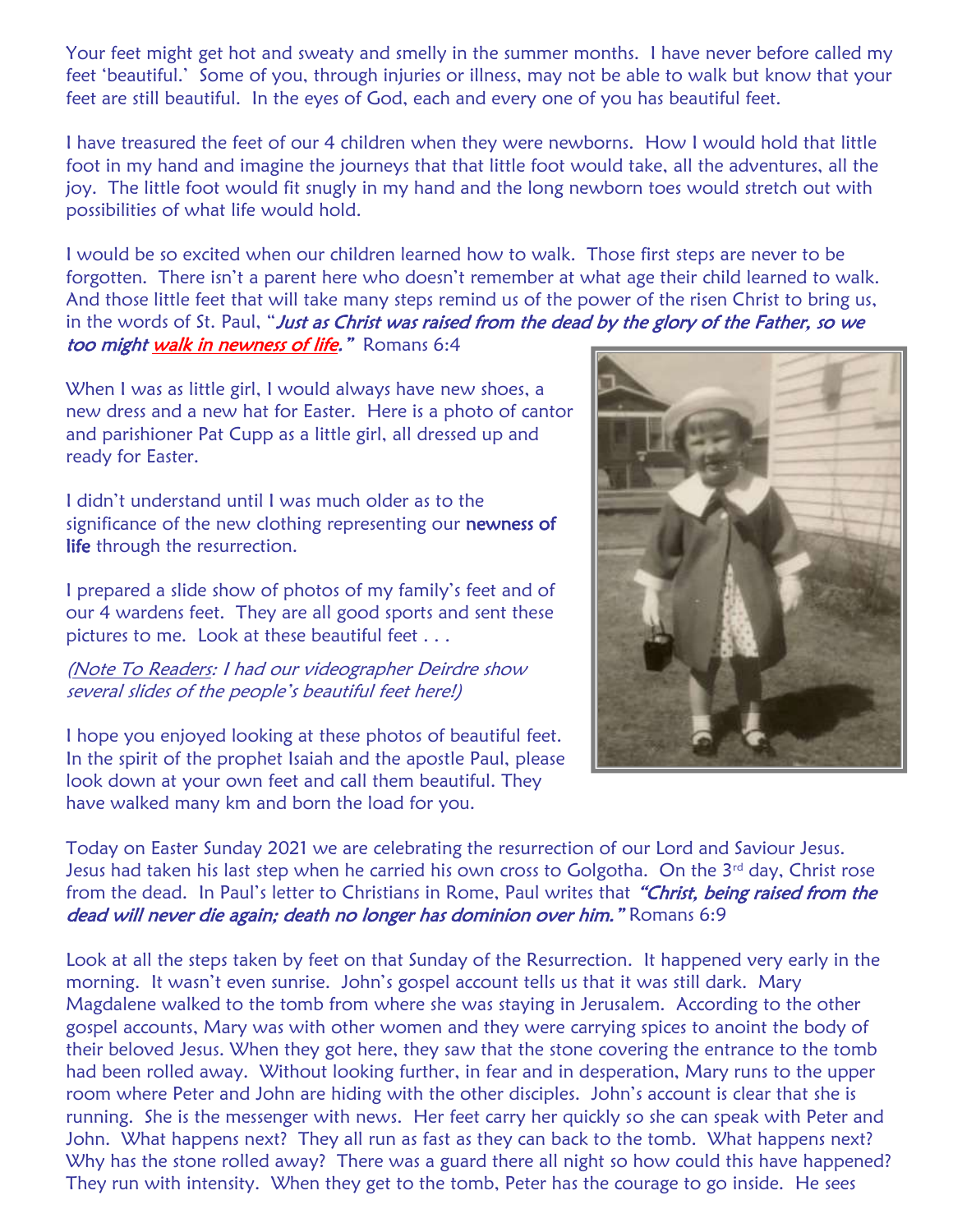Your feet might get hot and sweaty and smelly in the summer months. I have never before called my feet 'beautiful.' Some of you, through injuries or illness, may not be able to walk but know that your feet are still beautiful. In the eyes of God, each and every one of you has beautiful feet.

I have treasured the feet of our 4 children when they were newborns. How I would hold that little foot in my hand and imagine the journeys that that little foot would take, all the adventures, all the joy. The little foot would fit snugly in my hand and the long newborn toes would stretch out with possibilities of what life would hold.

I would be so excited when our children learned how to walk. Those first steps are never to be forgotten. There isn't a parent here who doesn't remember at what age their child learned to walk. And those little feet that will take many steps remind us of the power of the risen Christ to bring us, in the words of St. Paul, "*Just as Christ was raised from the dead by the glory of the Father, so we too might walk in newness of life.*" Romans 6:4

When I was as little girl, I would always have new shoes, a new dress and a new hat for Easter. Here is a photo of cantor and parishioner Pat Cupp as a little girl, all dressed up and ready for Easter.

I didn't understand until I was much older as to the significance of the new clothing representing our **newness of life** through the resurrection.

I prepared a slide show of photos of my family's feet and of our 4 wardens feet. They are all good sports and sent these pictures to me. Look at these beautiful feet . . .

*(Note To Readers: I had our videographer Deirdre show several slides of the people's beautiful feet here!)*

I hope you enjoyed looking at these photos of beautiful feet. In the spirit of the prophet Isaiah and the apostle Paul, please look down at your own feet and call them beautiful. They have walked many km and born the load for you.

Today on Easter Sunday 2021 we are celebrating the resurrection of our Lord and Saviour Jesus. Jesus had taken his last step when he carried his own cross to Golgotha. On the 3rd day, Christ rose from the dead. In Paul's letter to Christians in Rome, Paul writes that *"Christ, being raised from the dead will never die again; death no longer has dominion over him."* Romans 6:9

Look at all the steps taken by feet on that Sunday of the Resurrection. It happened very early in the morning. It wasn't even sunrise. John's gospel account tells us that it was still dark. Mary Magdalene walked to the tomb from where she was staying in Jerusalem. According to the other gospel accounts, Mary was with other women and they were carrying spices to anoint the body of their beloved Jesus. When they got here, they saw that the stone covering the entrance to the tomb had been rolled away. Without looking further, in fear and in desperation, Mary runs to the upper room where Peter and John are hiding with the other disciples. John's account is clear that she is running. She is the messenger with news. Her feet carry her quickly so she can speak with Peter and John. What happens next? They all run as fast as they can back to the tomb. What happens next? Why has the stone rolled away? There was a guard there all night so how could this have happened? They run with intensity. When they get to the tomb, Peter has the courage to go inside. He sees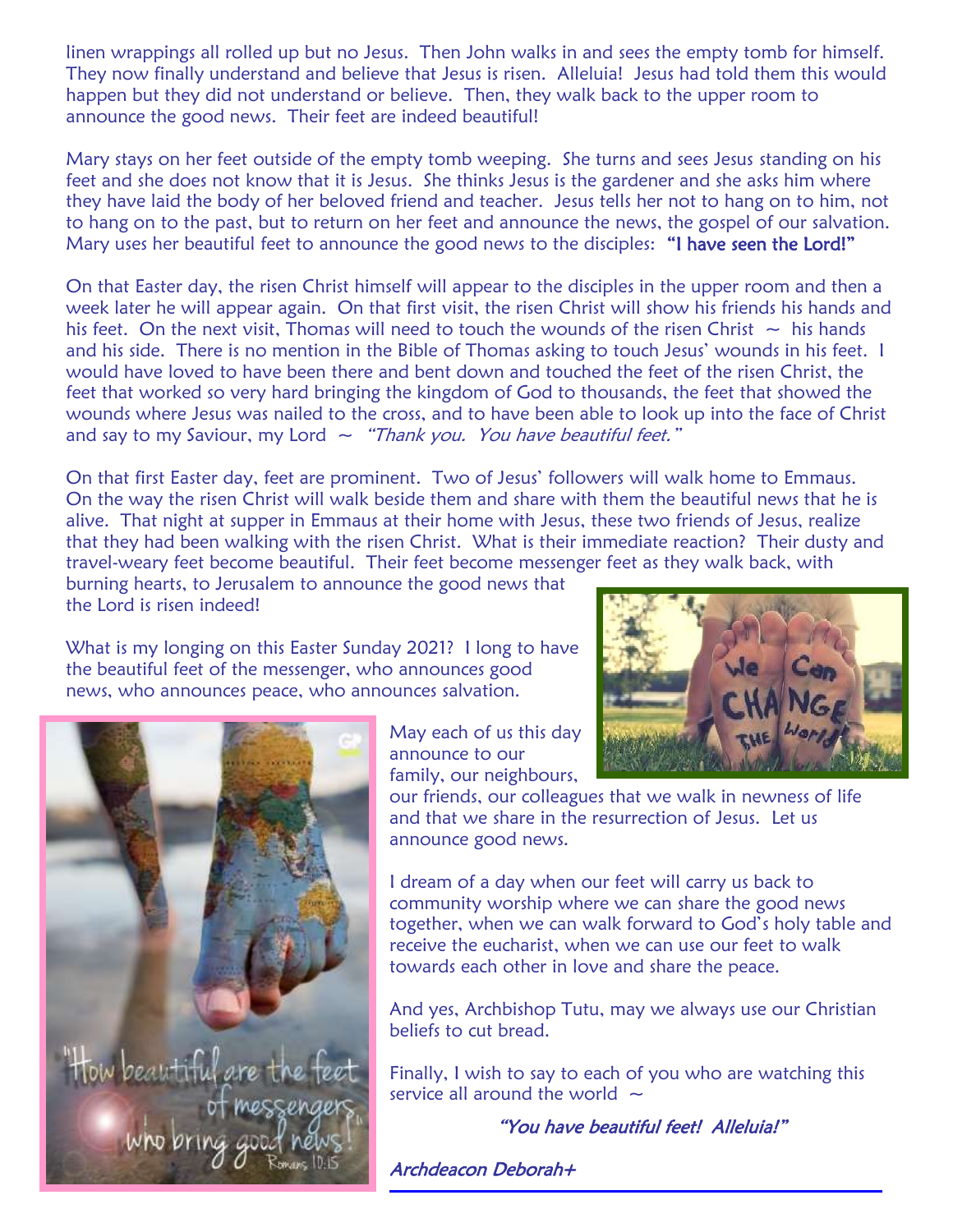linen wrappings all rolled up but no Jesus. Then John walks in and sees the empty tomb for himself. They now finally understand and believe that Jesus is risen. Alleluia! Jesus had told them this would happen but they did not understand or believe. Then, they walk back to the upper room to announce the good news. Their feet are indeed beautiful!

Mary stays on her feet outside of the empty tomb weeping. She turns and sees Jesus standing on his feet and she does not know that it is Jesus. She thinks Jesus is the gardener and she asks him where they have laid the body of her beloved friend and teacher. Jesus tells her not to hang on to him, not to hang on to the past, but to return on her feet and announce the news, the gospel of our salvation. Mary uses her beautiful feet to announce the good news to the disciples: **"I have seen the Lord!"**

On that Easter day, the risen Christ himself will appear to the disciples in the upper room and then a week later he will appear again. On that first visit, the risen Christ will show his friends his hands and his feet. On the next visit, Thomas will need to touch the wounds of the risen Christ ~ his hands and his side. There is no mention in the Bible of Thomas asking to touch Jesus' wounds in his feet. I would have loved to have been there and bent down and touched the feet of the risen Christ, the feet that worked so very hard bringing the kingdom of God to thousands, the feet that showed the wounds where Jesus was nailed to the cross, and to have been able to look up into the face of Christ and say to my Saviour, my Lord ~ *"Thank you. You have beautiful feet."*

On that first Easter day, feet are prominent. Two of Jesus' followers will walk home to Emmaus. On the way the risen Christ will walk beside them and share with them the beautiful news that he is alive. That night at supper in Emmaus at their home with Jesus, these two friends of Jesus, realize that they had been walking with the risen Christ. What is their immediate reaction? Their dusty and travel-weary feet become beautiful. Their feet become messenger feet as they walk back, with burning hearts, to Jerusalem to announce the good news that the Lord is risen indeed!

What is my longing on this Easter Sunday 2021? I long to have the beautiful feet of the messenger, who announces good news, who announces peace, who announces salvation.

May each of us this day announce to our family, our neighbours, our friends, our colleagues that we walk in newness of life and that we share in the resurrection of Jesus. Let us announce good news.

I dream of a day when our feet will carry us back to community worship where we can share the good news together, when we can walk forward to God's holy table and receive the eucharist, when we can use our feet to walk towards each other in love and share the peace.

And yes, Archbishop Tutu, may we always use our Christian beliefs to cut bread.

Finally, I wish to say to each of you who are watching this service all around the world ~

*"You have beautiful feet! Alleluia!"*

*Archdeacon Deborah+*